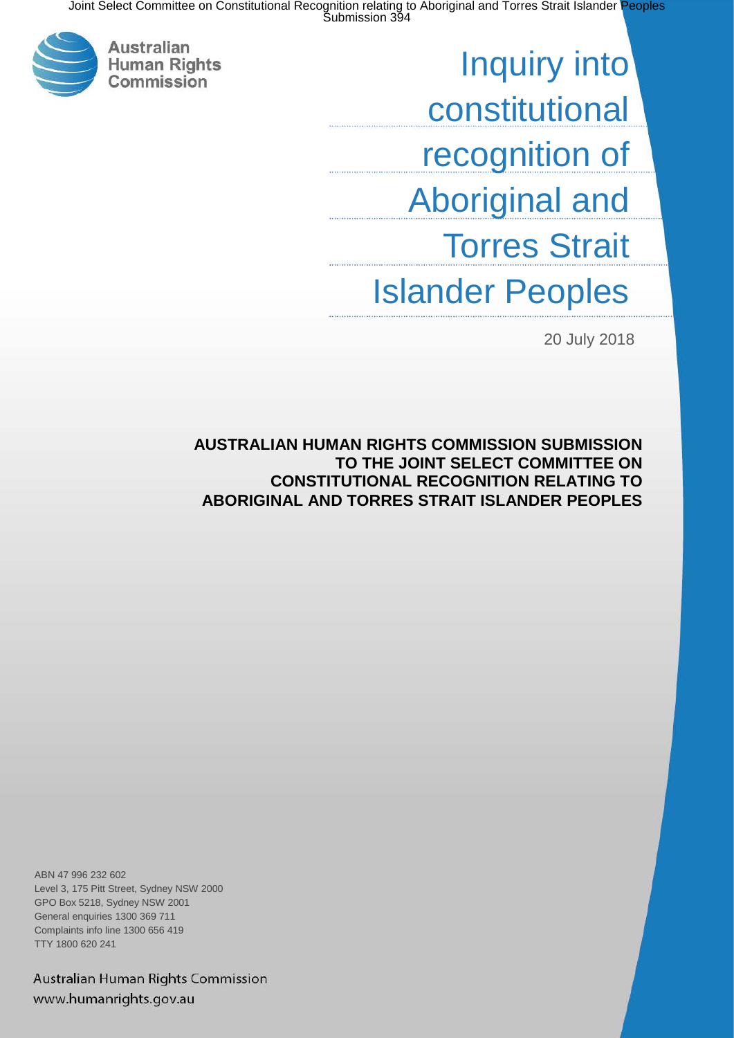Joint Select Committee on Constitutional Recognition relating to Aboriginal and Torres Strait Islander Peoples
Submission 394

Australian Human Rights Commission

# Inquiry into constitutional recognition of Aboriginal and Torres Strait Islander Peoples

20 July 2018

**AUSTRALIAN HUMAN RIGHTS COMMISSION SUBMISSION TO THE JOINT SELECT COMMITTEE ON CONSTITUTIONAL RECOGNITION RELATING TO ABORIGINAL AND TORRES STRAIT ISLANDER PEOPLES**

ABN 47 996 232 602
Level 3, 175 Pitt Street, Sydney NSW 2000
GPO Box 5218, Sydney NSW 2001
General enquiries 1300 369 711
Complaints info line 1300 656 419
TTY 1800 620 241

Australian Human Rights Commission
www.humanrights.gov.au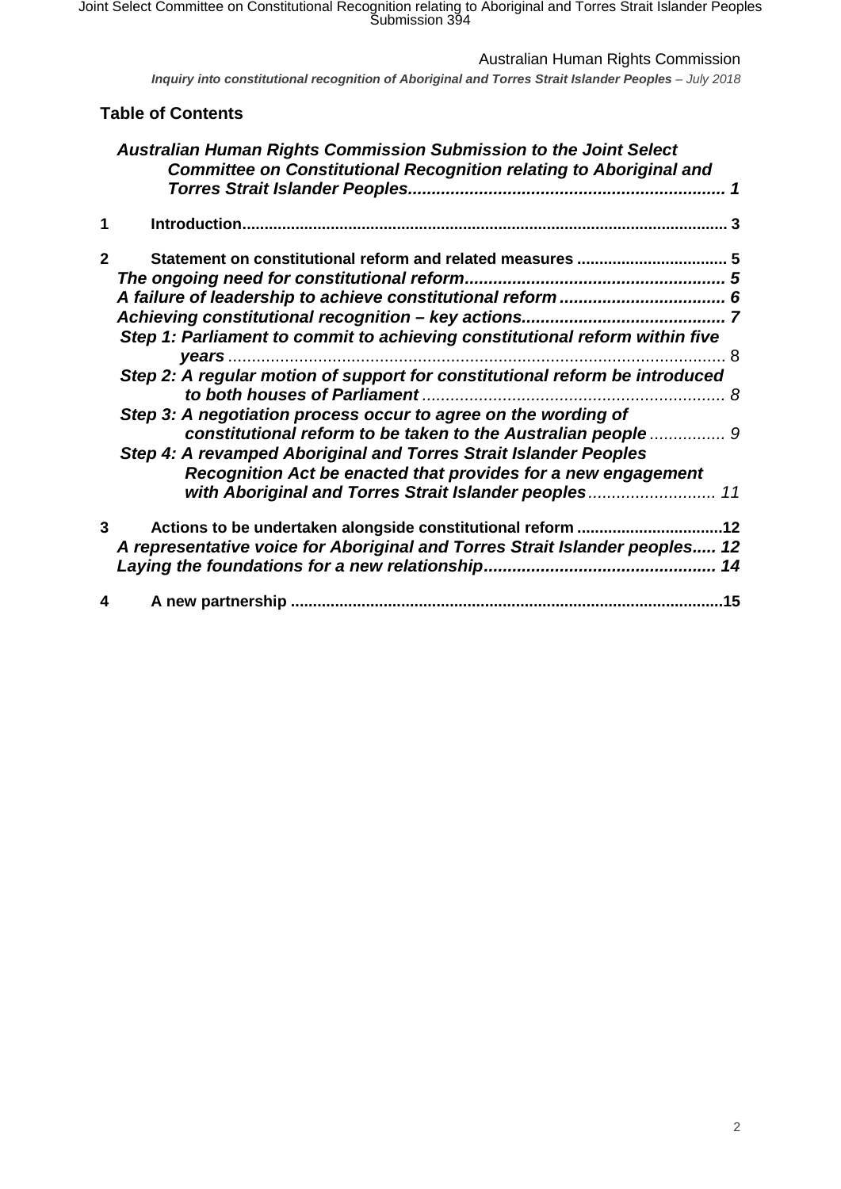## Table of Contents

*Australian Human Rights Commission Submission to the Joint Select Committee on Constitutional Recognition relating to Aboriginal and Torres Strait Islander Peoples* ........ 1

1 Introduction ........ 3

2 Statement on constitutional reform and related measures ........ 5

*The ongoing need for constitutional reform* ........ 5

*A failure of leadership to achieve constitutional reform* ........ 6

*Achieving constitutional recognition – key actions* ........ 7

*Step 1: Parliament to commit to achieving constitutional reform within five years* ........ 8

*Step 2: A regular motion of support for constitutional reform be introduced to both houses of Parliament* ........ 8

*Step 3: A negotiation process occur to agree on the wording of constitutional reform to be taken to the Australian people* ........ 9

*Step 4: A revamped Aboriginal and Torres Strait Islander Peoples Recognition Act be enacted that provides for a new engagement with Aboriginal and Torres Strait Islander peoples* ........ 11

3 Actions to be undertaken alongside constitutional reform ........ 12

*A representative voice for Aboriginal and Torres Strait Islander peoples* ........ 12

*Laying the foundations for a new relationship* ........ 14

4 A new partnership ........ 15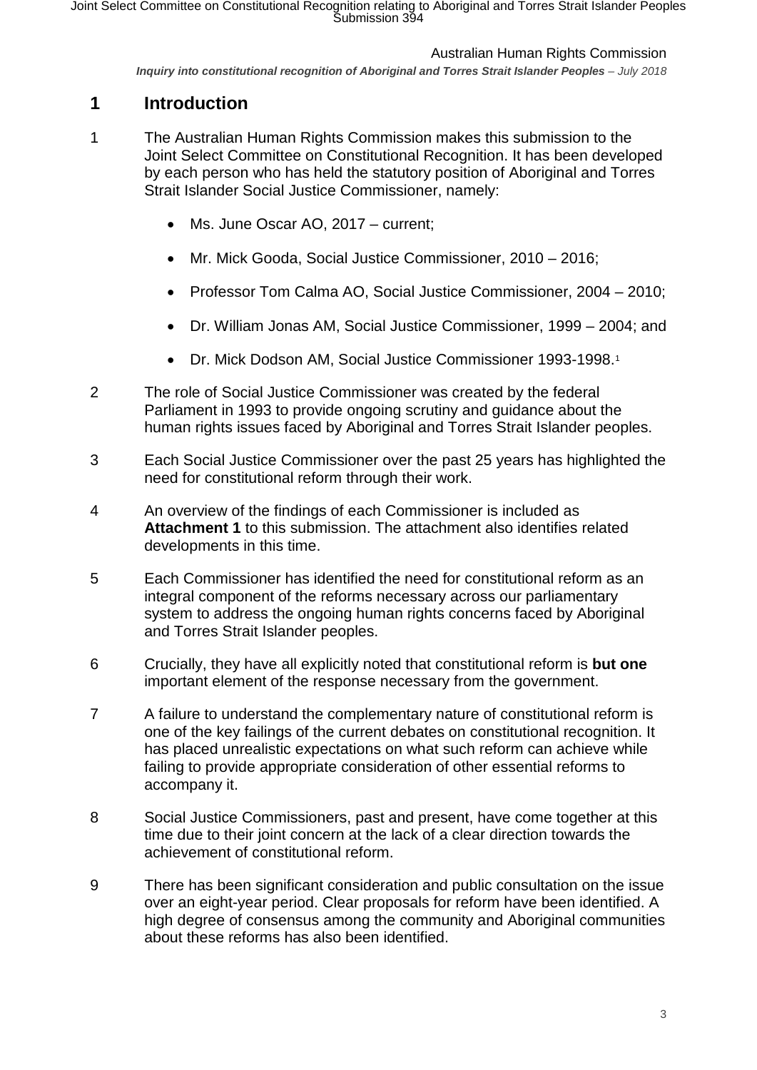# 1 Introduction

1 The Australian Human Rights Commission makes this submission to the Joint Select Committee on Constitutional Recognition. It has been developed by each person who has held the statutory position of Aboriginal and Torres Strait Islander Social Justice Commissioner, namely:

- Ms. June Oscar AO, 2017 – current;
- Mr. Mick Gooda, Social Justice Commissioner, 2010 – 2016;
- Professor Tom Calma AO, Social Justice Commissioner, 2004 – 2010;
- Dr. William Jonas AM, Social Justice Commissioner, 1999 – 2004; and
- Dr. Mick Dodson AM, Social Justice Commissioner 1993-1998.[1]

2 The role of Social Justice Commissioner was created by the federal Parliament in 1993 to provide ongoing scrutiny and guidance about the human rights issues faced by Aboriginal and Torres Strait Islander peoples.

3 Each Social Justice Commissioner over the past 25 years has highlighted the need for constitutional reform through their work.

4 An overview of the findings of each Commissioner is included as **Attachment 1** to this submission. The attachment also identifies related developments in this time.

5 Each Commissioner has identified the need for constitutional reform as an integral component of the reforms necessary across our parliamentary system to address the ongoing human rights concerns faced by Aboriginal and Torres Strait Islander peoples.

6 Crucially, they have all explicitly noted that constitutional reform is **but one** important element of the response necessary from the government.

7 A failure to understand the complementary nature of constitutional reform is one of the key failings of the current debates on constitutional recognition. It has placed unrealistic expectations on what such reform can achieve while failing to provide appropriate consideration of other essential reforms to accompany it.

8 Social Justice Commissioners, past and present, have come together at this time due to their joint concern at the lack of a clear direction towards the achievement of constitutional reform.

9 There has been significant consideration and public consultation on the issue over an eight-year period. Clear proposals for reform have been identified. A high degree of consensus among the community and Aboriginal communities about these reforms has also been identified.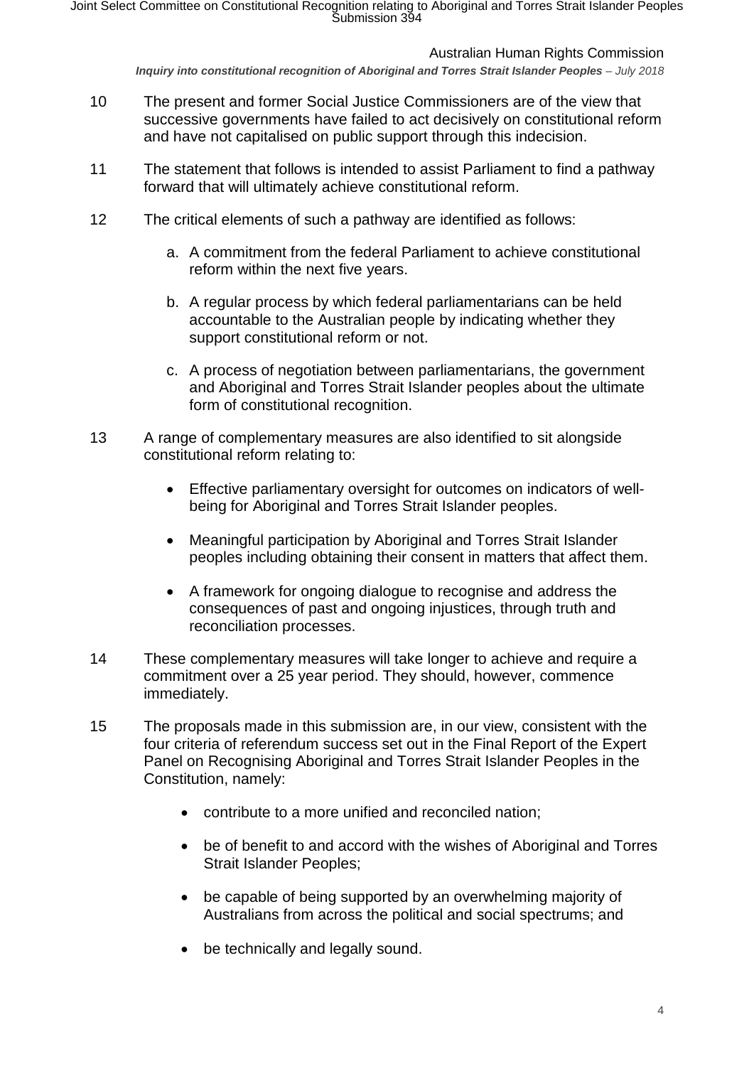10 The present and former Social Justice Commissioners are of the view that successive governments have failed to act decisively on constitutional reform and have not capitalised on public support through this indecision.

11 The statement that follows is intended to assist Parliament to find a pathway forward that will ultimately achieve constitutional reform.

12 The critical elements of such a pathway are identified as follows:

  a. A commitment from the federal Parliament to achieve constitutional reform within the next five years.

  b. A regular process by which federal parliamentarians can be held accountable to the Australian people by indicating whether they support constitutional reform or not.

  c. A process of negotiation between parliamentarians, the government and Aboriginal and Torres Strait Islander peoples about the ultimate form of constitutional recognition.

13 A range of complementary measures are also identified to sit alongside constitutional reform relating to:

- Effective parliamentary oversight for outcomes on indicators of well-being for Aboriginal and Torres Strait Islander peoples.
- Meaningful participation by Aboriginal and Torres Strait Islander peoples including obtaining their consent in matters that affect them.
- A framework for ongoing dialogue to recognise and address the consequences of past and ongoing injustices, through truth and reconciliation processes.

14 These complementary measures will take longer to achieve and require a commitment over a 25 year period. They should, however, commence immediately.

15 The proposals made in this submission are, in our view, consistent with the four criteria of referendum success set out in the Final Report of the Expert Panel on Recognising Aboriginal and Torres Strait Islander Peoples in the Constitution, namely:

- contribute to a more unified and reconciled nation;
- be of benefit to and accord with the wishes of Aboriginal and Torres Strait Islander Peoples;
- be capable of being supported by an overwhelming majority of Australians from across the political and social spectrums; and
- be technically and legally sound.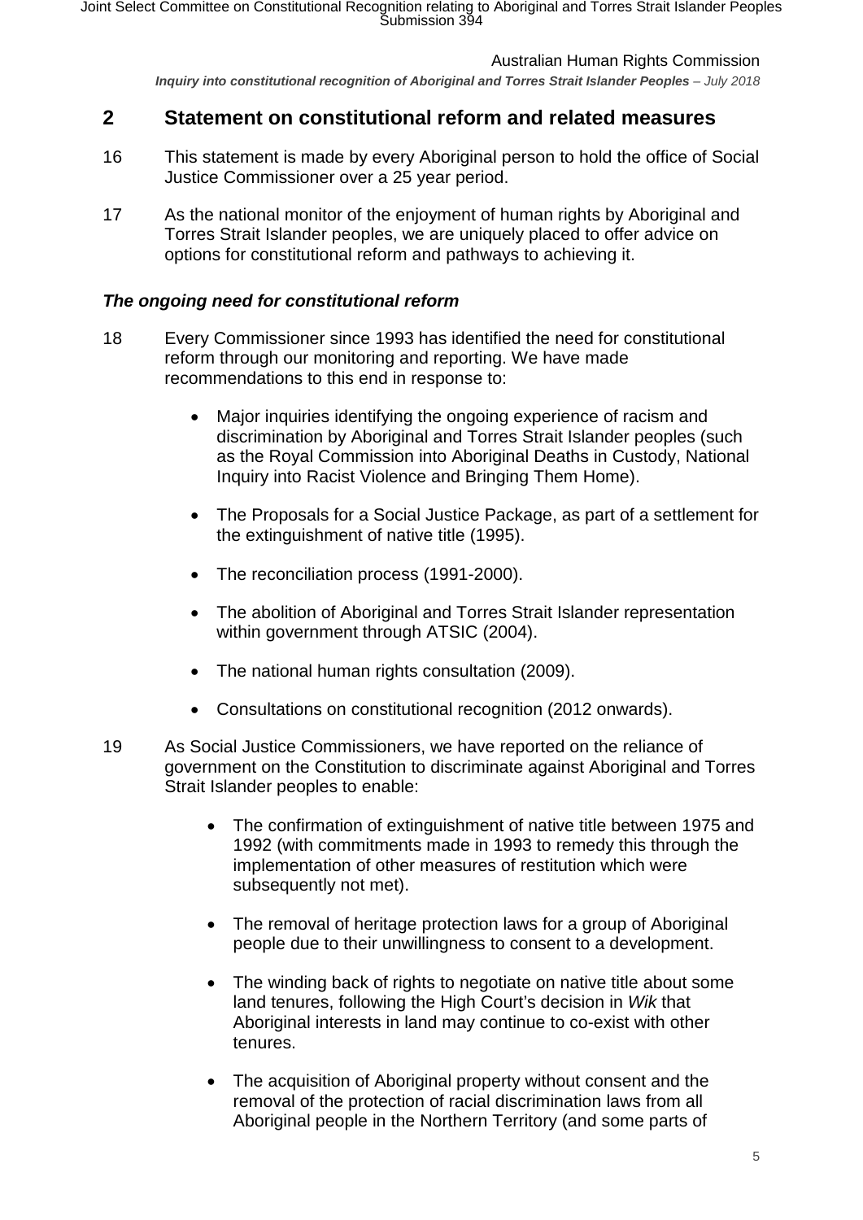## 2 Statement on constitutional reform and related measures

16 This statement is made by every Aboriginal person to hold the office of Social Justice Commissioner over a 25 year period.

17 As the national monitor of the enjoyment of human rights by Aboriginal and Torres Strait Islander peoples, we are uniquely placed to offer advice on options for constitutional reform and pathways to achieving it.

### *The ongoing need for constitutional reform*

18 Every Commissioner since 1993 has identified the need for constitutional reform through our monitoring and reporting. We have made recommendations to this end in response to:

- Major inquiries identifying the ongoing experience of racism and discrimination by Aboriginal and Torres Strait Islander peoples (such as the Royal Commission into Aboriginal Deaths in Custody, National Inquiry into Racist Violence and Bringing Them Home).
- The Proposals for a Social Justice Package, as part of a settlement for the extinguishment of native title (1995).
- The reconciliation process (1991-2000).
- The abolition of Aboriginal and Torres Strait Islander representation within government through ATSIC (2004).
- The national human rights consultation (2009).
- Consultations on constitutional recognition (2012 onwards).

19 As Social Justice Commissioners, we have reported on the reliance of government on the Constitution to discriminate against Aboriginal and Torres Strait Islander peoples to enable:

- The confirmation of extinguishment of native title between 1975 and 1992 (with commitments made in 1993 to remedy this through the implementation of other measures of restitution which were subsequently not met).
- The removal of heritage protection laws for a group of Aboriginal people due to their unwillingness to consent to a development.
- The winding back of rights to negotiate on native title about some land tenures, following the High Court's decision in *Wik* that Aboriginal interests in land may continue to co-exist with other tenures.
- The acquisition of Aboriginal property without consent and the removal of the protection of racial discrimination laws from all Aboriginal people in the Northern Territory (and some parts of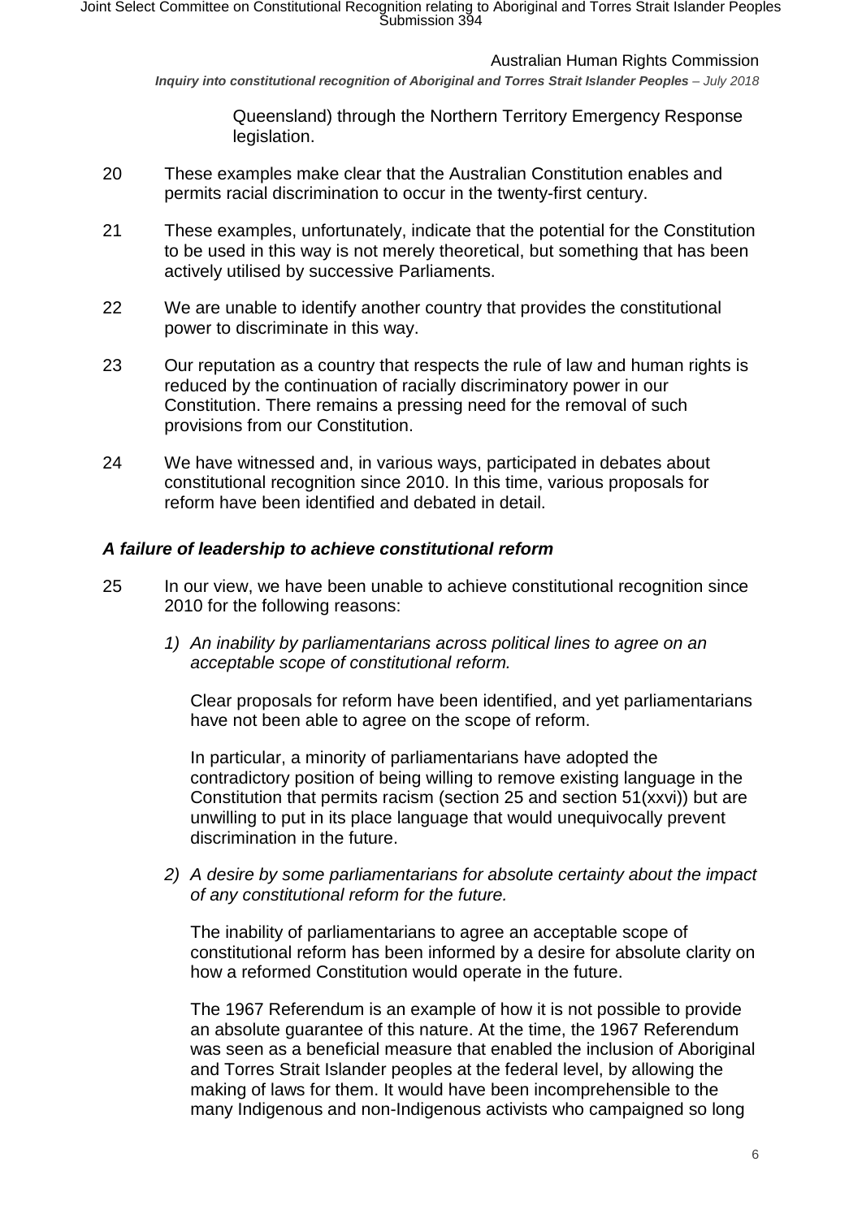Queensland) through the Northern Territory Emergency Response legislation.

20 These examples make clear that the Australian Constitution enables and permits racial discrimination to occur in the twenty-first century.

21 These examples, unfortunately, indicate that the potential for the Constitution to be used in this way is not merely theoretical, but something that has been actively utilised by successive Parliaments.

22 We are unable to identify another country that provides the constitutional power to discriminate in this way.

23 Our reputation as a country that respects the rule of law and human rights is reduced by the continuation of racially discriminatory power in our Constitution. There remains a pressing need for the removal of such provisions from our Constitution.

24 We have witnessed and, in various ways, participated in debates about constitutional recognition since 2010. In this time, various proposals for reform have been identified and debated in detail.

### *A failure of leadership to achieve constitutional reform*

25 In our view, we have been unable to achieve constitutional recognition since 2010 for the following reasons:

1) *An inability by parliamentarians across political lines to agree on an acceptable scope of constitutional reform.*

   Clear proposals for reform have been identified, and yet parliamentarians have not been able to agree on the scope of reform.

   In particular, a minority of parliamentarians have adopted the contradictory position of being willing to remove existing language in the Constitution that permits racism (section 25 and section 51(xxvi)) but are unwilling to put in its place language that would unequivocally prevent discrimination in the future.

2) *A desire by some parliamentarians for absolute certainty about the impact of any constitutional reform for the future.*

   The inability of parliamentarians to agree an acceptable scope of constitutional reform has been informed by a desire for absolute clarity on how a reformed Constitution would operate in the future.

   The 1967 Referendum is an example of how it is not possible to provide an absolute guarantee of this nature. At the time, the 1967 Referendum was seen as a beneficial measure that enabled the inclusion of Aboriginal and Torres Strait Islander peoples at the federal level, by allowing the making of laws for them. It would have been incomprehensible to the many Indigenous and non-Indigenous activists who campaigned so long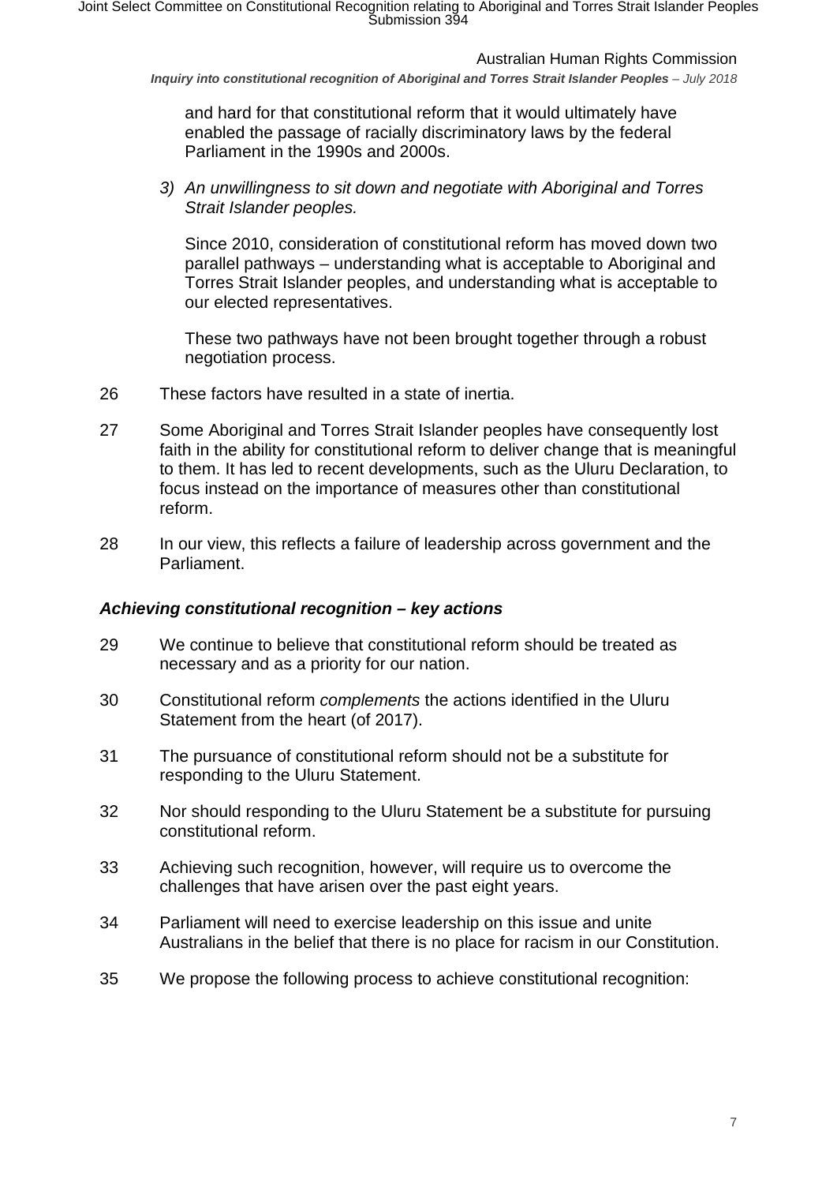and hard for that constitutional reform that it would ultimately have enabled the passage of racially discriminatory laws by the federal Parliament in the 1990s and 2000s.

3) *An unwillingness to sit down and negotiate with Aboriginal and Torres Strait Islander peoples.*

   Since 2010, consideration of constitutional reform has moved down two parallel pathways – understanding what is acceptable to Aboriginal and Torres Strait Islander peoples, and understanding what is acceptable to our elected representatives.

   These two pathways have not been brought together through a robust negotiation process.

26 These factors have resulted in a state of inertia.

27 Some Aboriginal and Torres Strait Islander peoples have consequently lost faith in the ability for constitutional reform to deliver change that is meaningful to them. It has led to recent developments, such as the Uluru Declaration, to focus instead on the importance of measures other than constitutional reform.

28 In our view, this reflects a failure of leadership across government and the Parliament.

### *Achieving constitutional recognition – key actions*

29 We continue to believe that constitutional reform should be treated as necessary and as a priority for our nation.

30 Constitutional reform *complements* the actions identified in the Uluru Statement from the heart (of 2017).

31 The pursuance of constitutional reform should not be a substitute for responding to the Uluru Statement.

32 Nor should responding to the Uluru Statement be a substitute for pursuing constitutional reform.

33 Achieving such recognition, however, will require us to overcome the challenges that have arisen over the past eight years.

34 Parliament will need to exercise leadership on this issue and unite Australians in the belief that there is no place for racism in our Constitution.

35 We propose the following process to achieve constitutional recognition: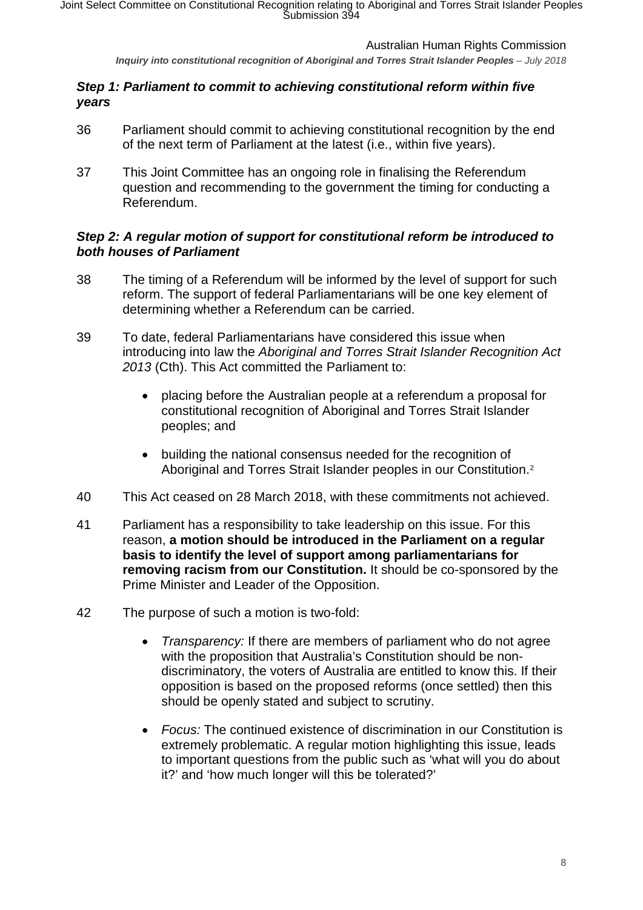### *Step 1: Parliament to commit to achieving constitutional reform within five years*

36 Parliament should commit to achieving constitutional recognition by the end of the next term of Parliament at the latest (i.e., within five years).

37 This Joint Committee has an ongoing role in finalising the Referendum question and recommending to the government the timing for conducting a Referendum.

### *Step 2: A regular motion of support for constitutional reform be introduced to both houses of Parliament*

38 The timing of a Referendum will be informed by the level of support for such reform. The support of federal Parliamentarians will be one key element of determining whether a Referendum can be carried.

39 To date, federal Parliamentarians have considered this issue when introducing into law the *Aboriginal and Torres Strait Islander Recognition Act 2013* (Cth). This Act committed the Parliament to:

- placing before the Australian people at a referendum a proposal for constitutional recognition of Aboriginal and Torres Strait Islander peoples; and
- building the national consensus needed for the recognition of Aboriginal and Torres Strait Islander peoples in our Constitution.[2]

40 This Act ceased on 28 March 2018, with these commitments not achieved.

41 Parliament has a responsibility to take leadership on this issue. For this reason, **a motion should be introduced in the Parliament on a regular basis to identify the level of support among parliamentarians for removing racism from our Constitution.** It should be co-sponsored by the Prime Minister and Leader of the Opposition.

42 The purpose of such a motion is two-fold:

- *Transparency:* If there are members of parliament who do not agree with the proposition that Australia's Constitution should be non-discriminatory, the voters of Australia are entitled to know this. If their opposition is based on the proposed reforms (once settled) then this should be openly stated and subject to scrutiny.
- *Focus:* The continued existence of discrimination in our Constitution is extremely problematic. A regular motion highlighting this issue, leads to important questions from the public such as 'what will you do about it?' and 'how much longer will this be tolerated?'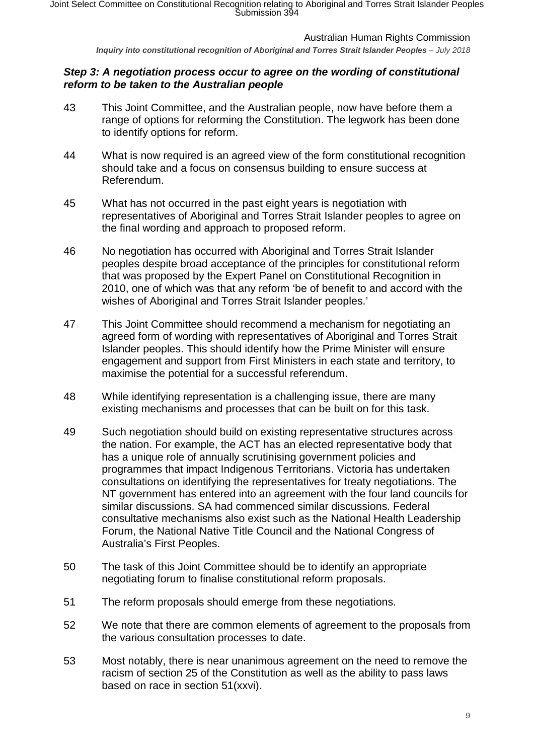### *Step 3: A negotiation process occur to agree on the wording of constitutional reform to be taken to the Australian people*

43 This Joint Committee, and the Australian people, now have before them a range of options for reforming the Constitution. The legwork has been done to identify options for reform.

44 What is now required is an agreed view of the form constitutional recognition should take and a focus on consensus building to ensure success at Referendum.

45 What has not occurred in the past eight years is negotiation with representatives of Aboriginal and Torres Strait Islander peoples to agree on the final wording and approach to proposed reform.

46 No negotiation has occurred with Aboriginal and Torres Strait Islander peoples despite broad acceptance of the principles for constitutional reform that was proposed by the Expert Panel on Constitutional Recognition in 2010, one of which was that any reform 'be of benefit to and accord with the wishes of Aboriginal and Torres Strait Islander peoples.'

47 This Joint Committee should recommend a mechanism for negotiating an agreed form of wording with representatives of Aboriginal and Torres Strait Islander peoples. This should identify how the Prime Minister will ensure engagement and support from First Ministers in each state and territory, to maximise the potential for a successful referendum.

48 While identifying representation is a challenging issue, there are many existing mechanisms and processes that can be built on for this task.

49 Such negotiation should build on existing representative structures across the nation. For example, the ACT has an elected representative body that has a unique role of annually scrutinising government policies and programmes that impact Indigenous Territorians. Victoria has undertaken consultations on identifying the representatives for treaty negotiations. The NT government has entered into an agreement with the four land councils for similar discussions. SA had commenced similar discussions. Federal consultative mechanisms also exist such as the National Health Leadership Forum, the National Native Title Council and the National Congress of Australia's First Peoples.

50 The task of this Joint Committee should be to identify an appropriate negotiating forum to finalise constitutional reform proposals.

51 The reform proposals should emerge from these negotiations.

52 We note that there are common elements of agreement to the proposals from the various consultation processes to date.

53 Most notably, there is near unanimous agreement on the need to remove the racism of section 25 of the Constitution as well as the ability to pass laws based on race in section 51(xxvi).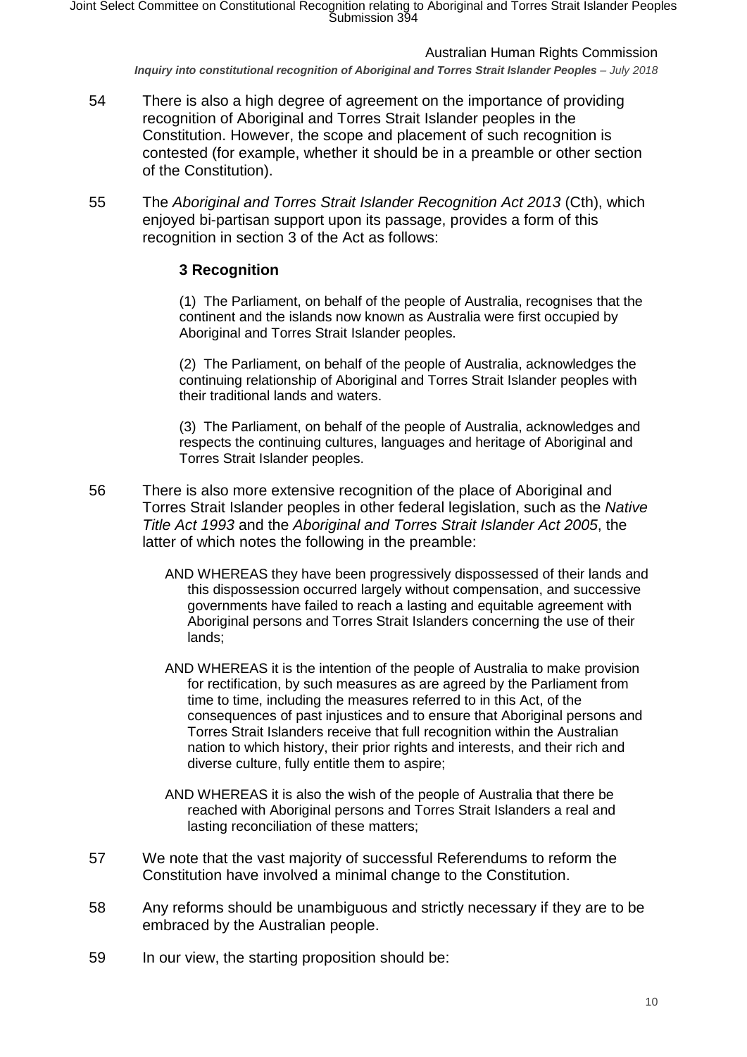54 There is also a high degree of agreement on the importance of providing recognition of Aboriginal and Torres Strait Islander peoples in the Constitution. However, the scope and placement of such recognition is contested (for example, whether it should be in a preamble or other section of the Constitution).

55 The *Aboriginal and Torres Strait Islander Recognition Act 2013* (Cth), which enjoyed bi-partisan support upon its passage, provides a form of this recognition in section 3 of the Act as follows:

> **3 Recognition**
>
> (1) The Parliament, on behalf of the people of Australia, recognises that the continent and the islands now known as Australia were first occupied by Aboriginal and Torres Strait Islander peoples.
>
> (2) The Parliament, on behalf of the people of Australia, acknowledges the continuing relationship of Aboriginal and Torres Strait Islander peoples with their traditional lands and waters.
>
> (3) The Parliament, on behalf of the people of Australia, acknowledges and respects the continuing cultures, languages and heritage of Aboriginal and Torres Strait Islander peoples.

56 There is also more extensive recognition of the place of Aboriginal and Torres Strait Islander peoples in other federal legislation, such as the *Native Title Act 1993* and the *Aboriginal and Torres Strait Islander Act 2005*, the latter of which notes the following in the preamble:

> AND WHEREAS they have been progressively dispossessed of their lands and this dispossession occurred largely without compensation, and successive governments have failed to reach a lasting and equitable agreement with Aboriginal persons and Torres Strait Islanders concerning the use of their lands;
>
> AND WHEREAS it is the intention of the people of Australia to make provision for rectification, by such measures as are agreed by the Parliament from time to time, including the measures referred to in this Act, of the consequences of past injustices and to ensure that Aboriginal persons and Torres Strait Islanders receive that full recognition within the Australian nation to which history, their prior rights and interests, and their rich and diverse culture, fully entitle them to aspire;
>
> AND WHEREAS it is also the wish of the people of Australia that there be reached with Aboriginal persons and Torres Strait Islanders a real and lasting reconciliation of these matters;

57 We note that the vast majority of successful Referendums to reform the Constitution have involved a minimal change to the Constitution.

58 Any reforms should be unambiguous and strictly necessary if they are to be embraced by the Australian people.

59 In our view, the starting proposition should be: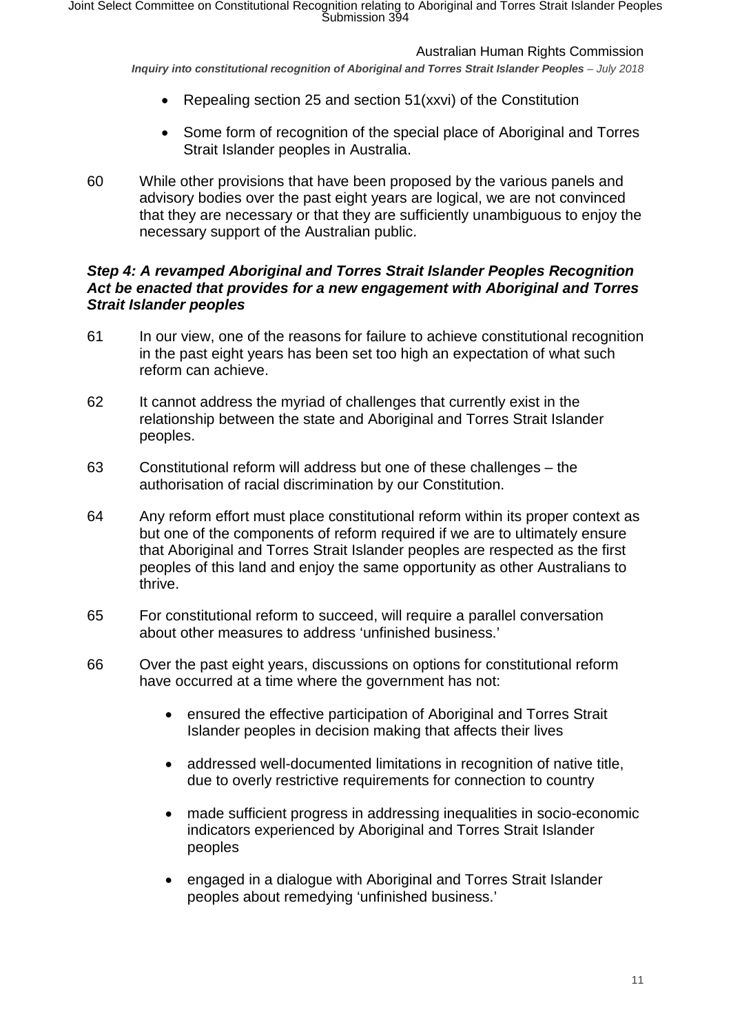- Repealing section 25 and section 51(xxvi) of the Constitution
- Some form of recognition of the special place of Aboriginal and Torres Strait Islander peoples in Australia.

60 While other provisions that have been proposed by the various panels and advisory bodies over the past eight years are logical, we are not convinced that they are necessary or that they are sufficiently unambiguous to enjoy the necessary support of the Australian public.

### *Step 4: A revamped Aboriginal and Torres Strait Islander Peoples Recognition Act be enacted that provides for a new engagement with Aboriginal and Torres Strait Islander peoples*

61 In our view, one of the reasons for failure to achieve constitutional recognition in the past eight years has been set too high an expectation of what such reform can achieve.

62 It cannot address the myriad of challenges that currently exist in the relationship between the state and Aboriginal and Torres Strait Islander peoples.

63 Constitutional reform will address but one of these challenges – the authorisation of racial discrimination by our Constitution.

64 Any reform effort must place constitutional reform within its proper context as but one of the components of reform required if we are to ultimately ensure that Aboriginal and Torres Strait Islander peoples are respected as the first peoples of this land and enjoy the same opportunity as other Australians to thrive.

65 For constitutional reform to succeed, will require a parallel conversation about other measures to address 'unfinished business.'

66 Over the past eight years, discussions on options for constitutional reform have occurred at a time where the government has not:

- ensured the effective participation of Aboriginal and Torres Strait Islander peoples in decision making that affects their lives
- addressed well-documented limitations in recognition of native title, due to overly restrictive requirements for connection to country
- made sufficient progress in addressing inequalities in socio-economic indicators experienced by Aboriginal and Torres Strait Islander peoples
- engaged in a dialogue with Aboriginal and Torres Strait Islander peoples about remedying 'unfinished business.'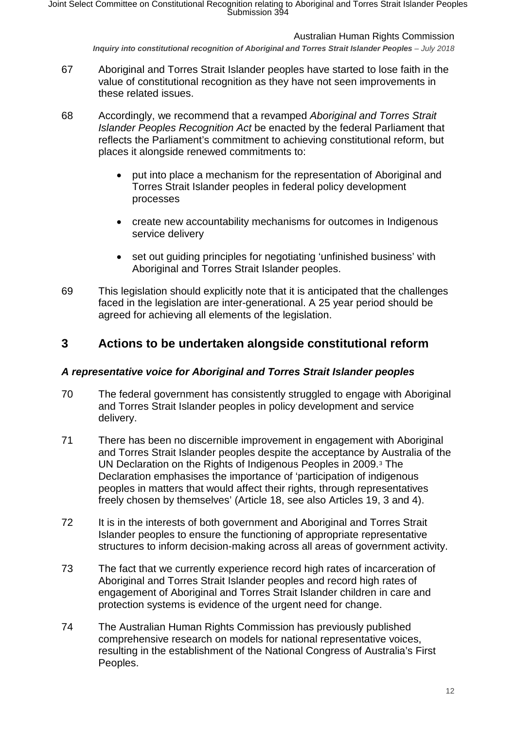67 Aboriginal and Torres Strait Islander peoples have started to lose faith in the value of constitutional recognition as they have not seen improvements in these related issues.

68 Accordingly, we recommend that a revamped *Aboriginal and Torres Strait Islander Peoples Recognition Act* be enacted by the federal Parliament that reflects the Parliament's commitment to achieving constitutional reform, but places it alongside renewed commitments to:

- put into place a mechanism for the representation of Aboriginal and Torres Strait Islander peoples in federal policy development processes
- create new accountability mechanisms for outcomes in Indigenous service delivery
- set out guiding principles for negotiating 'unfinished business' with Aboriginal and Torres Strait Islander peoples.

69 This legislation should explicitly note that it is anticipated that the challenges faced in the legislation are inter-generational. A 25 year period should be agreed for achieving all elements of the legislation.

## 3 Actions to be undertaken alongside constitutional reform

### *A representative voice for Aboriginal and Torres Strait Islander peoples*

70 The federal government has consistently struggled to engage with Aboriginal and Torres Strait Islander peoples in policy development and service delivery.

71 There has been no discernible improvement in engagement with Aboriginal and Torres Strait Islander peoples despite the acceptance by Australia of the UN Declaration on the Rights of Indigenous Peoples in 2009.[3] The Declaration emphasises the importance of 'participation of indigenous peoples in matters that would affect their rights, through representatives freely chosen by themselves' (Article 18, see also Articles 19, 3 and 4).

72 It is in the interests of both government and Aboriginal and Torres Strait Islander peoples to ensure the functioning of appropriate representative structures to inform decision-making across all areas of government activity.

73 The fact that we currently experience record high rates of incarceration of Aboriginal and Torres Strait Islander peoples and record high rates of engagement of Aboriginal and Torres Strait Islander children in care and protection systems is evidence of the urgent need for change.

74 The Australian Human Rights Commission has previously published comprehensive research on models for national representative voices, resulting in the establishment of the National Congress of Australia's First Peoples.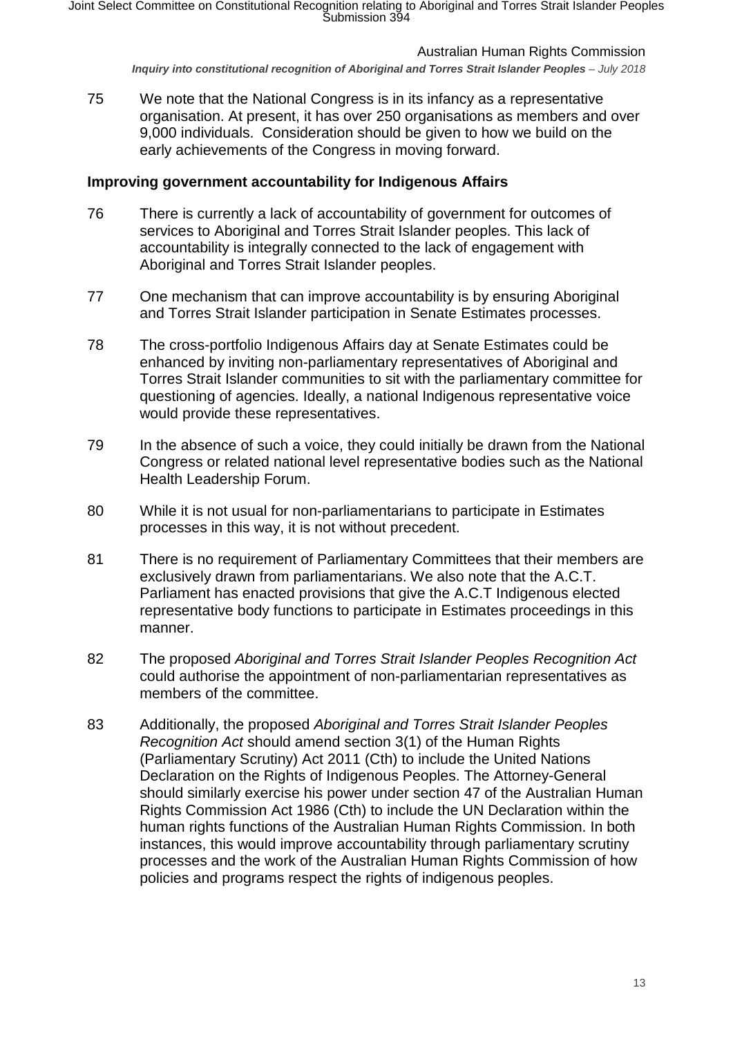75 We note that the National Congress is in its infancy as a representative organisation. At present, it has over 250 organisations as members and over 9,000 individuals. Consideration should be given to how we build on the early achievements of the Congress in moving forward.

### Improving government accountability for Indigenous Affairs

76 There is currently a lack of accountability of government for outcomes of services to Aboriginal and Torres Strait Islander peoples. This lack of accountability is integrally connected to the lack of engagement with Aboriginal and Torres Strait Islander peoples.

77 One mechanism that can improve accountability is by ensuring Aboriginal and Torres Strait Islander participation in Senate Estimates processes.

78 The cross-portfolio Indigenous Affairs day at Senate Estimates could be enhanced by inviting non-parliamentary representatives of Aboriginal and Torres Strait Islander communities to sit with the parliamentary committee for questioning of agencies. Ideally, a national Indigenous representative voice would provide these representatives.

79 In the absence of such a voice, they could initially be drawn from the National Congress or related national level representative bodies such as the National Health Leadership Forum.

80 While it is not usual for non-parliamentarians to participate in Estimates processes in this way, it is not without precedent.

81 There is no requirement of Parliamentary Committees that their members are exclusively drawn from parliamentarians. We also note that the A.C.T. Parliament has enacted provisions that give the A.C.T Indigenous elected representative body functions to participate in Estimates proceedings in this manner.

82 The proposed *Aboriginal and Torres Strait Islander Peoples Recognition Act* could authorise the appointment of non-parliamentarian representatives as members of the committee.

83 Additionally, the proposed *Aboriginal and Torres Strait Islander Peoples Recognition Act* should amend section 3(1) of the Human Rights (Parliamentary Scrutiny) Act 2011 (Cth) to include the United Nations Declaration on the Rights of Indigenous Peoples. The Attorney-General should similarly exercise his power under section 47 of the Australian Human Rights Commission Act 1986 (Cth) to include the UN Declaration within the human rights functions of the Australian Human Rights Commission. In both instances, this would improve accountability through parliamentary scrutiny processes and the work of the Australian Human Rights Commission of how policies and programs respect the rights of indigenous peoples.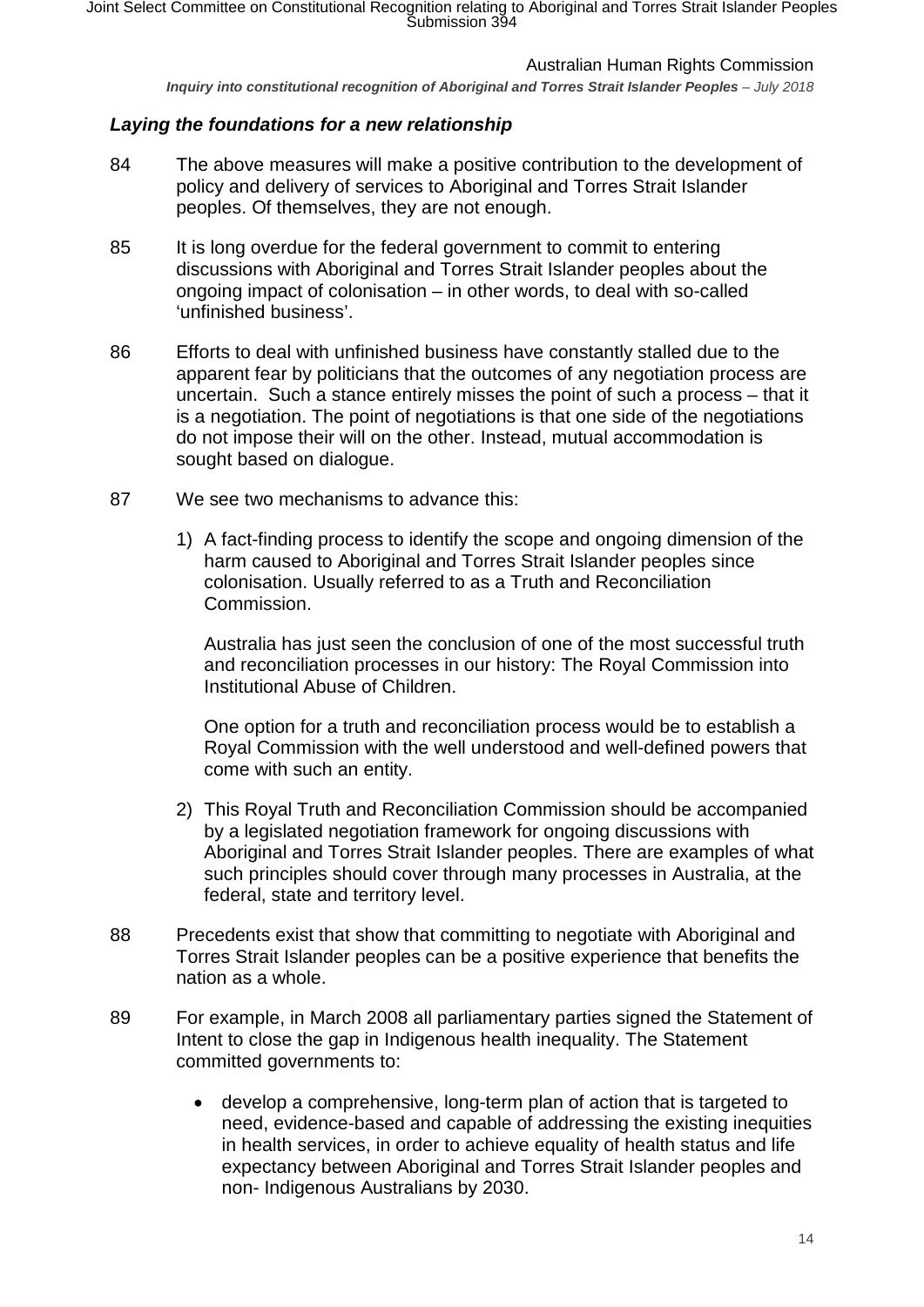### *Laying the foundations for a new relationship*

84 The above measures will make a positive contribution to the development of policy and delivery of services to Aboriginal and Torres Strait Islander peoples. Of themselves, they are not enough.

85 It is long overdue for the federal government to commit to entering discussions with Aboriginal and Torres Strait Islander peoples about the ongoing impact of colonisation – in other words, to deal with so-called 'unfinished business'.

86 Efforts to deal with unfinished business have constantly stalled due to the apparent fear by politicians that the outcomes of any negotiation process are uncertain. Such a stance entirely misses the point of such a process – that it is a negotiation. The point of negotiations is that one side of the negotiations do not impose their will on the other. Instead, mutual accommodation is sought based on dialogue.

87 We see two mechanisms to advance this:

1) A fact-finding process to identify the scope and ongoing dimension of the harm caused to Aboriginal and Torres Strait Islander peoples since colonisation. Usually referred to as a Truth and Reconciliation Commission.

   Australia has just seen the conclusion of one of the most successful truth and reconciliation processes in our history: The Royal Commission into Institutional Abuse of Children.

   One option for a truth and reconciliation process would be to establish a Royal Commission with the well understood and well-defined powers that come with such an entity.

2) This Royal Truth and Reconciliation Commission should be accompanied by a legislated negotiation framework for ongoing discussions with Aboriginal and Torres Strait Islander peoples. There are examples of what such principles should cover through many processes in Australia, at the federal, state and territory level.

88 Precedents exist that show that committing to negotiate with Aboriginal and Torres Strait Islander peoples can be a positive experience that benefits the nation as a whole.

89 For example, in March 2008 all parliamentary parties signed the Statement of Intent to close the gap in Indigenous health inequality. The Statement committed governments to:

- develop a comprehensive, long-term plan of action that is targeted to need, evidence-based and capable of addressing the existing inequities in health services, in order to achieve equality of health status and life expectancy between Aboriginal and Torres Strait Islander peoples and non- Indigenous Australians by 2030.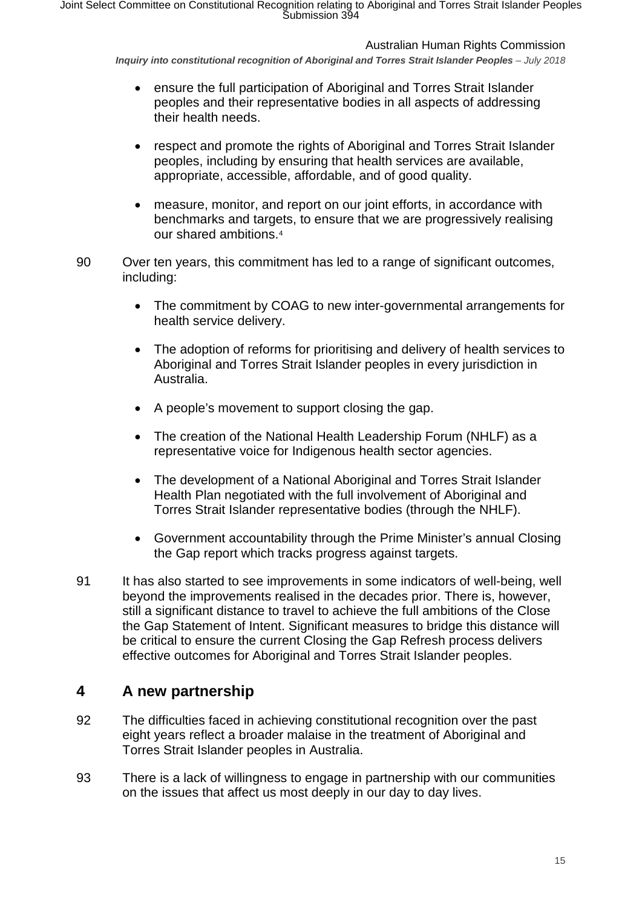- ensure the full participation of Aboriginal and Torres Strait Islander peoples and their representative bodies in all aspects of addressing their health needs.
- respect and promote the rights of Aboriginal and Torres Strait Islander peoples, including by ensuring that health services are available, appropriate, accessible, affordable, and of good quality.
- measure, monitor, and report on our joint efforts, in accordance with benchmarks and targets, to ensure that we are progressively realising our shared ambitions.[4]

90 Over ten years, this commitment has led to a range of significant outcomes, including:

- The commitment by COAG to new inter-governmental arrangements for health service delivery.
- The adoption of reforms for prioritising and delivery of health services to Aboriginal and Torres Strait Islander peoples in every jurisdiction in Australia.
- A people's movement to support closing the gap.
- The creation of the National Health Leadership Forum (NHLF) as a representative voice for Indigenous health sector agencies.
- The development of a National Aboriginal and Torres Strait Islander Health Plan negotiated with the full involvement of Aboriginal and Torres Strait Islander representative bodies (through the NHLF).
- Government accountability through the Prime Minister's annual Closing the Gap report which tracks progress against targets.

91 It has also started to see improvements in some indicators of well-being, well beyond the improvements realised in the decades prior. There is, however, still a significant distance to travel to achieve the full ambitions of the Close the Gap Statement of Intent. Significant measures to bridge this distance will be critical to ensure the current Closing the Gap Refresh process delivers effective outcomes for Aboriginal and Torres Strait Islander peoples.

## 4 A new partnership

92 The difficulties faced in achieving constitutional recognition over the past eight years reflect a broader malaise in the treatment of Aboriginal and Torres Strait Islander peoples in Australia.

93 There is a lack of willingness to engage in partnership with our communities on the issues that affect us most deeply in our day to day lives.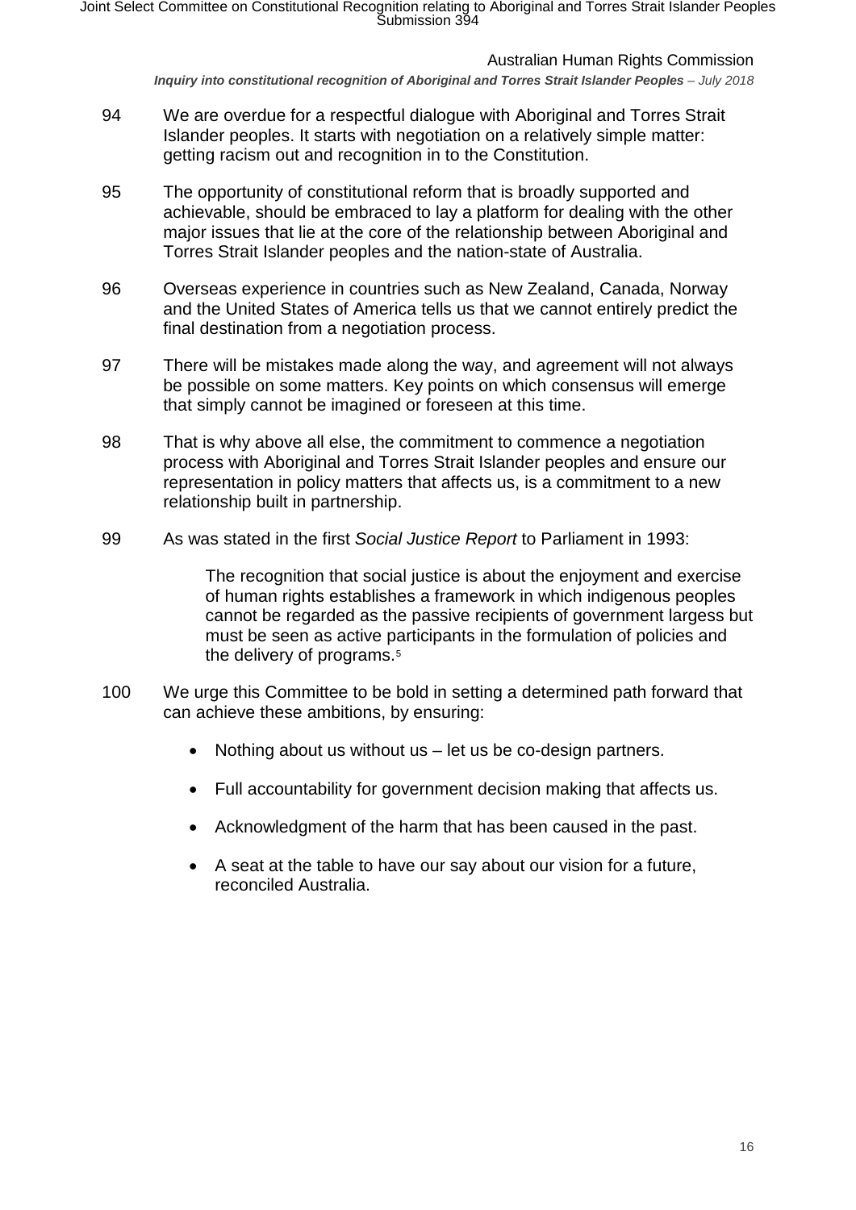94 We are overdue for a respectful dialogue with Aboriginal and Torres Strait Islander peoples. It starts with negotiation on a relatively simple matter: getting racism out and recognition in to the Constitution.

95 The opportunity of constitutional reform that is broadly supported and achievable, should be embraced to lay a platform for dealing with the other major issues that lie at the core of the relationship between Aboriginal and Torres Strait Islander peoples and the nation-state of Australia.

96 Overseas experience in countries such as New Zealand, Canada, Norway and the United States of America tells us that we cannot entirely predict the final destination from a negotiation process.

97 There will be mistakes made along the way, and agreement will not always be possible on some matters. Key points on which consensus will emerge that simply cannot be imagined or foreseen at this time.

98 That is why above all else, the commitment to commence a negotiation process with Aboriginal and Torres Strait Islander peoples and ensure our representation in policy matters that affects us, is a commitment to a new relationship built in partnership.

99 As was stated in the first *Social Justice Report* to Parliament in 1993:

> The recognition that social justice is about the enjoyment and exercise of human rights establishes a framework in which indigenous peoples cannot be regarded as the passive recipients of government largess but must be seen as active participants in the formulation of policies and the delivery of programs.[5]

100 We urge this Committee to be bold in setting a determined path forward that can achieve these ambitions, by ensuring:

- Nothing about us without us – let us be co-design partners.
- Full accountability for government decision making that affects us.
- Acknowledgment of the harm that has been caused in the past.
- A seat at the table to have our say about our vision for a future, reconciled Australia.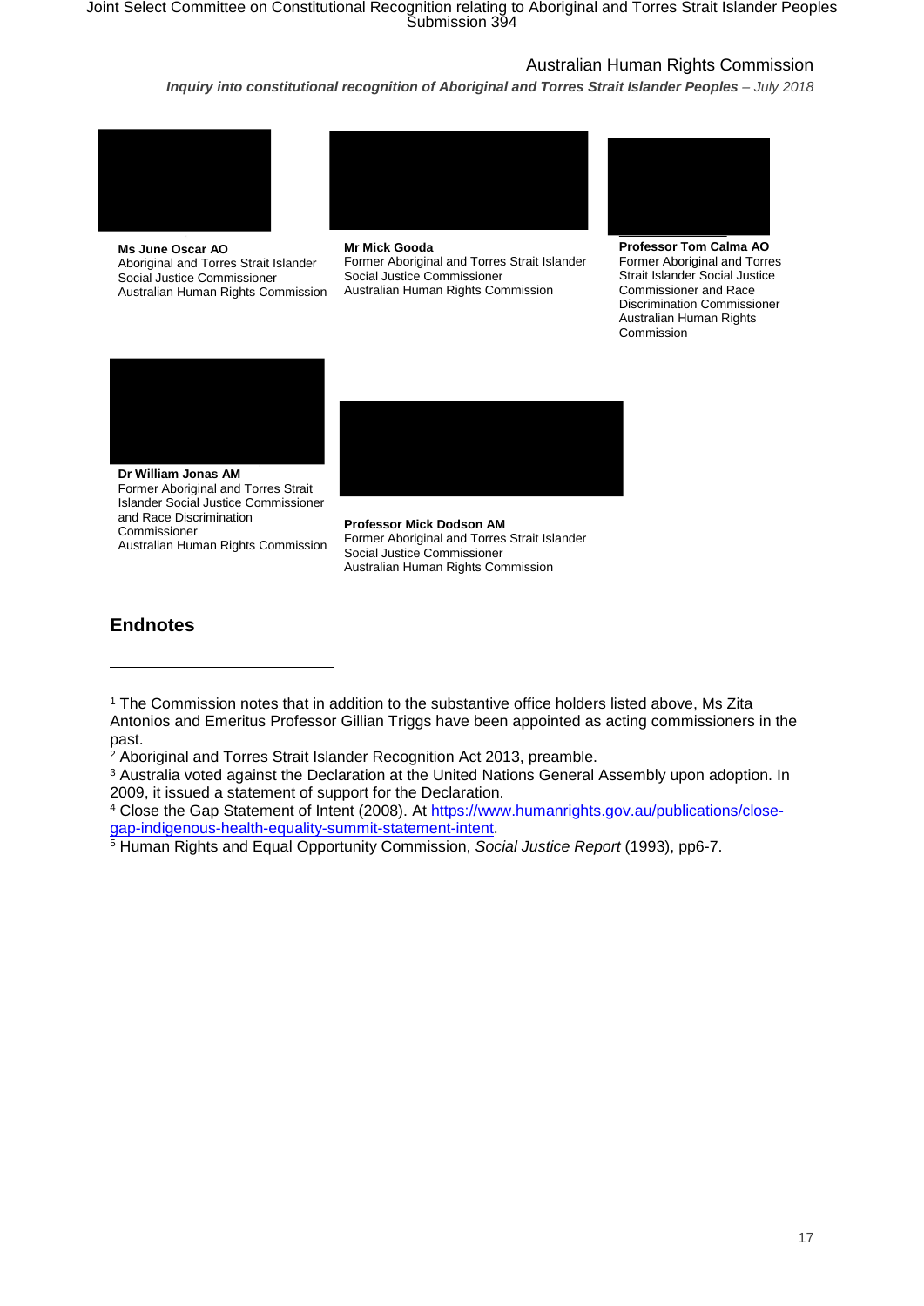**Ms June Oscar AO**
Aboriginal and Torres Strait Islander Social Justice Commissioner
Australian Human Rights Commission

**Mr Mick Gooda**
Former Aboriginal and Torres Strait Islander Social Justice Commissioner
Australian Human Rights Commission

**Professor Tom Calma AO**
Former Aboriginal and Torres Strait Islander Social Justice Commissioner and Race Discrimination Commissioner
Australian Human Rights Commission

**Dr William Jonas AM**
Former Aboriginal and Torres Strait Islander Social Justice Commissioner and Race Discrimination Commissioner
Australian Human Rights Commission

**Professor Mick Dodson AM**
Former Aboriginal and Torres Strait Islander Social Justice Commissioner
Australian Human Rights Commission

## Endnotes

[1] The Commission notes that in addition to the substantive office holders listed above, Ms Zita Antonios and Emeritus Professor Gillian Triggs have been appointed as acting commissioners in the past.

[2] Aboriginal and Torres Strait Islander Recognition Act 2013, preamble.

[3] Australia voted against the Declaration at the United Nations General Assembly upon adoption. In 2009, it issued a statement of support for the Declaration.

[4] Close the Gap Statement of Intent (2008). At https://www.humanrights.gov.au/publications/close-gap-indigenous-health-equality-summit-statement-intent.

[5] Human Rights and Equal Opportunity Commission, *Social Justice Report* (1993), pp6-7.